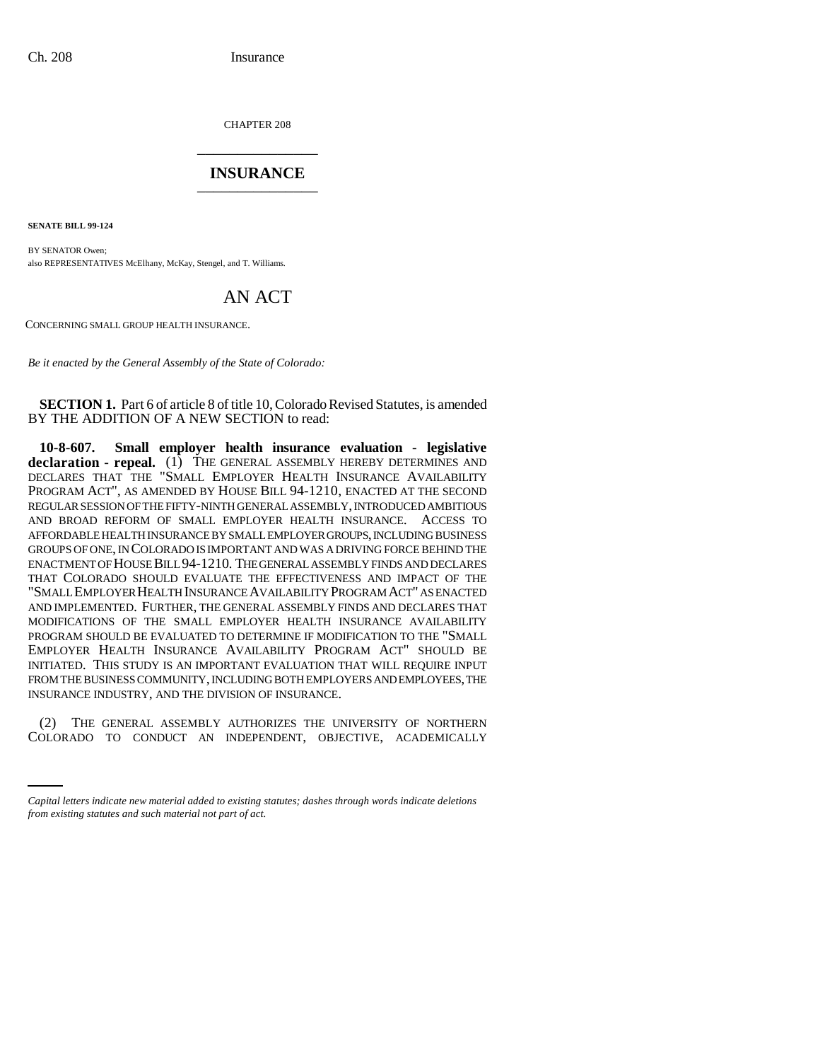CHAPTER 208

# INSURANCE

**SENATE BILL 99-124**

BY SENATOR Owen;
also REPRESENTATIVES McElhany, McKay, Stengel, and T. Williams.

# AN ACT

CONCERNING SMALL GROUP HEALTH INSURANCE.

*Be it enacted by the General Assembly of the State of Colorado:*

**SECTION 1.** Part 6 of article 8 of title 10, Colorado Revised Statutes, is amended BY THE ADDITION OF A NEW SECTION to read:

**10-8-607. Small employer health insurance evaluation - legislative declaration - repeal.** (1) THE GENERAL ASSEMBLY HEREBY DETERMINES AND DECLARES THAT THE "SMALL EMPLOYER HEALTH INSURANCE AVAILABILITY PROGRAM ACT", AS AMENDED BY HOUSE BILL 94-1210, ENACTED AT THE SECOND REGULAR SESSION OF THE FIFTY-NINTH GENERAL ASSEMBLY, INTRODUCED AMBITIOUS AND BROAD REFORM OF SMALL EMPLOYER HEALTH INSURANCE. ACCESS TO AFFORDABLE HEALTH INSURANCE BY SMALL EMPLOYER GROUPS, INCLUDING BUSINESS GROUPS OF ONE, IN COLORADO IS IMPORTANT AND WAS A DRIVING FORCE BEHIND THE ENACTMENT OF HOUSE BILL 94-1210. THE GENERAL ASSEMBLY FINDS AND DECLARES THAT COLORADO SHOULD EVALUATE THE EFFECTIVENESS AND IMPACT OF THE "SMALL EMPLOYER HEALTH INSURANCE AVAILABILITY PROGRAM ACT" AS ENACTED AND IMPLEMENTED. FURTHER, THE GENERAL ASSEMBLY FINDS AND DECLARES THAT MODIFICATIONS OF THE SMALL EMPLOYER HEALTH INSURANCE AVAILABILITY PROGRAM SHOULD BE EVALUATED TO DETERMINE IF MODIFICATION TO THE "SMALL EMPLOYER HEALTH INSURANCE AVAILABILITY PROGRAM ACT" SHOULD BE INITIATED. THIS STUDY IS AN IMPORTANT EVALUATION THAT WILL REQUIRE INPUT FROM THE BUSINESS COMMUNITY, INCLUDING BOTH EMPLOYERS AND EMPLOYEES, THE INSURANCE INDUSTRY, AND THE DIVISION OF INSURANCE.

(2) THE GENERAL ASSEMBLY AUTHORIZES THE UNIVERSITY OF NORTHERN COLORADO TO CONDUCT AN INDEPENDENT, OBJECTIVE, ACADEMICALLY

*Capital letters indicate new material added to existing statutes; dashes through words indicate deletions from existing statutes and such material not part of act.*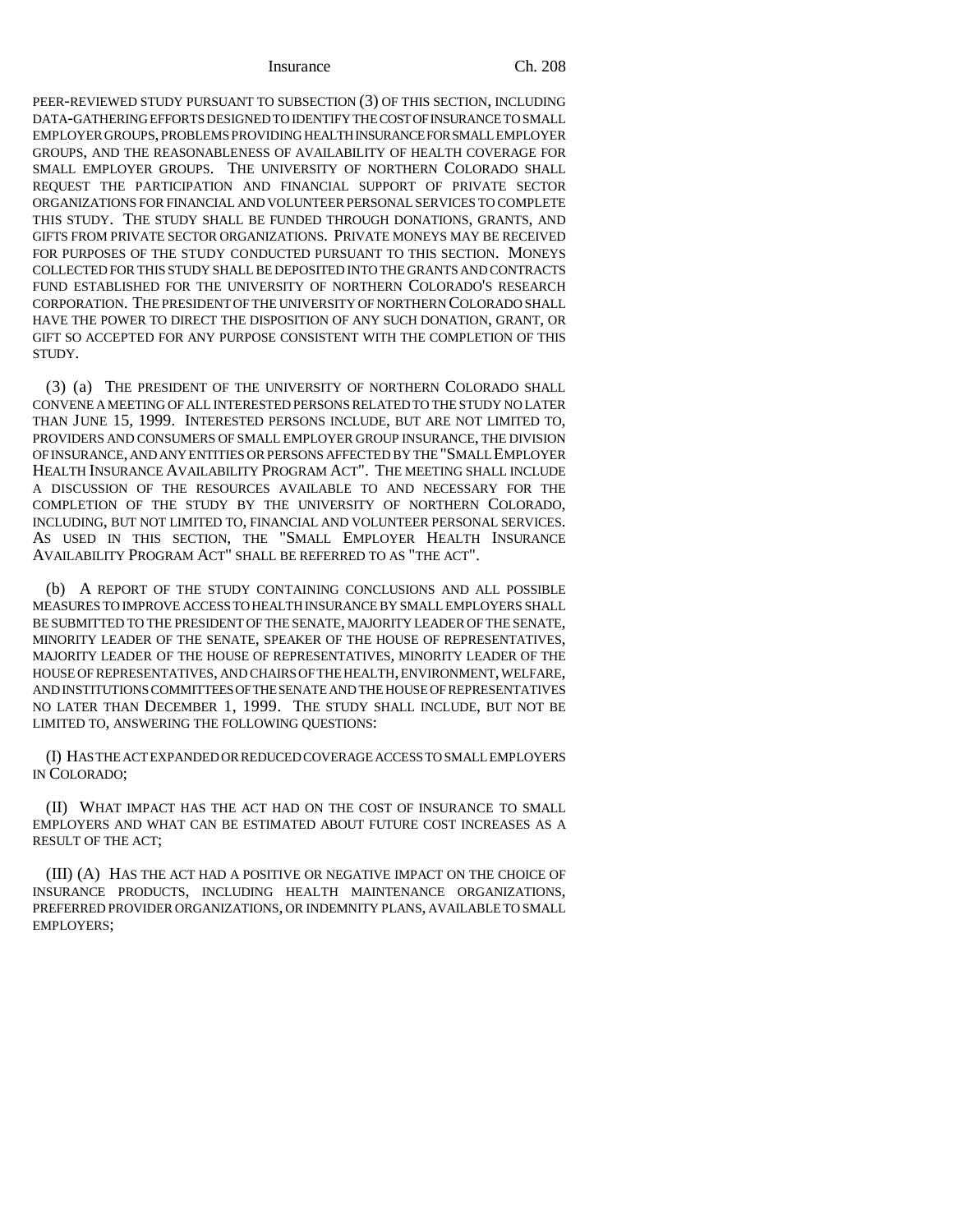PEER-REVIEWED STUDY PURSUANT TO SUBSECTION (3) OF THIS SECTION, INCLUDING DATA-GATHERING EFFORTS DESIGNED TO IDENTIFY THE COST OF INSURANCE TO SMALL EMPLOYER GROUPS, PROBLEMS PROVIDING HEALTH INSURANCE FOR SMALL EMPLOYER GROUPS, AND THE REASONABLENESS OF AVAILABILITY OF HEALTH COVERAGE FOR SMALL EMPLOYER GROUPS. THE UNIVERSITY OF NORTHERN COLORADO SHALL REQUEST THE PARTICIPATION AND FINANCIAL SUPPORT OF PRIVATE SECTOR ORGANIZATIONS FOR FINANCIAL AND VOLUNTEER PERSONAL SERVICES TO COMPLETE THIS STUDY. THE STUDY SHALL BE FUNDED THROUGH DONATIONS, GRANTS, AND GIFTS FROM PRIVATE SECTOR ORGANIZATIONS. PRIVATE MONEYS MAY BE RECEIVED FOR PURPOSES OF THE STUDY CONDUCTED PURSUANT TO THIS SECTION. MONEYS COLLECTED FOR THIS STUDY SHALL BE DEPOSITED INTO THE GRANTS AND CONTRACTS FUND ESTABLISHED FOR THE UNIVERSITY OF NORTHERN COLORADO'S RESEARCH CORPORATION. THE PRESIDENT OF THE UNIVERSITY OF NORTHERN COLORADO SHALL HAVE THE POWER TO DIRECT THE DISPOSITION OF ANY SUCH DONATION, GRANT, OR GIFT SO ACCEPTED FOR ANY PURPOSE CONSISTENT WITH THE COMPLETION OF THIS STUDY.

(3) (a) THE PRESIDENT OF THE UNIVERSITY OF NORTHERN COLORADO SHALL CONVENE A MEETING OF ALL INTERESTED PERSONS RELATED TO THE STUDY NO LATER THAN JUNE 15, 1999. INTERESTED PERSONS INCLUDE, BUT ARE NOT LIMITED TO, PROVIDERS AND CONSUMERS OF SMALL EMPLOYER GROUP INSURANCE, THE DIVISION OF INSURANCE, AND ANY ENTITIES OR PERSONS AFFECTED BY THE "SMALL EMPLOYER HEALTH INSURANCE AVAILABILITY PROGRAM ACT". THE MEETING SHALL INCLUDE A DISCUSSION OF THE RESOURCES AVAILABLE TO AND NECESSARY FOR THE COMPLETION OF THE STUDY BY THE UNIVERSITY OF NORTHERN COLORADO, INCLUDING, BUT NOT LIMITED TO, FINANCIAL AND VOLUNTEER PERSONAL SERVICES. AS USED IN THIS SECTION, THE "SMALL EMPLOYER HEALTH INSURANCE AVAILABILITY PROGRAM ACT" SHALL BE REFERRED TO AS "THE ACT".

(b) A REPORT OF THE STUDY CONTAINING CONCLUSIONS AND ALL POSSIBLE MEASURES TO IMPROVE ACCESS TO HEALTH INSURANCE BY SMALL EMPLOYERS SHALL BE SUBMITTED TO THE PRESIDENT OF THE SENATE, MAJORITY LEADER OF THE SENATE, MINORITY LEADER OF THE SENATE, SPEAKER OF THE HOUSE OF REPRESENTATIVES, MAJORITY LEADER OF THE HOUSE OF REPRESENTATIVES, MINORITY LEADER OF THE HOUSE OF REPRESENTATIVES, AND CHAIRS OF THE HEALTH, ENVIRONMENT, WELFARE, AND INSTITUTIONS COMMITTEES OF THE SENATE AND THE HOUSE OF REPRESENTATIVES NO LATER THAN DECEMBER 1, 1999. THE STUDY SHALL INCLUDE, BUT NOT BE LIMITED TO, ANSWERING THE FOLLOWING QUESTIONS:

(I) HAS THE ACT EXPANDED OR REDUCED COVERAGE ACCESS TO SMALL EMPLOYERS IN COLORADO;

(II) WHAT IMPACT HAS THE ACT HAD ON THE COST OF INSURANCE TO SMALL EMPLOYERS AND WHAT CAN BE ESTIMATED ABOUT FUTURE COST INCREASES AS A RESULT OF THE ACT;

(III) (A) HAS THE ACT HAD A POSITIVE OR NEGATIVE IMPACT ON THE CHOICE OF INSURANCE PRODUCTS, INCLUDING HEALTH MAINTENANCE ORGANIZATIONS, PREFERRED PROVIDER ORGANIZATIONS, OR INDEMNITY PLANS, AVAILABLE TO SMALL EMPLOYERS;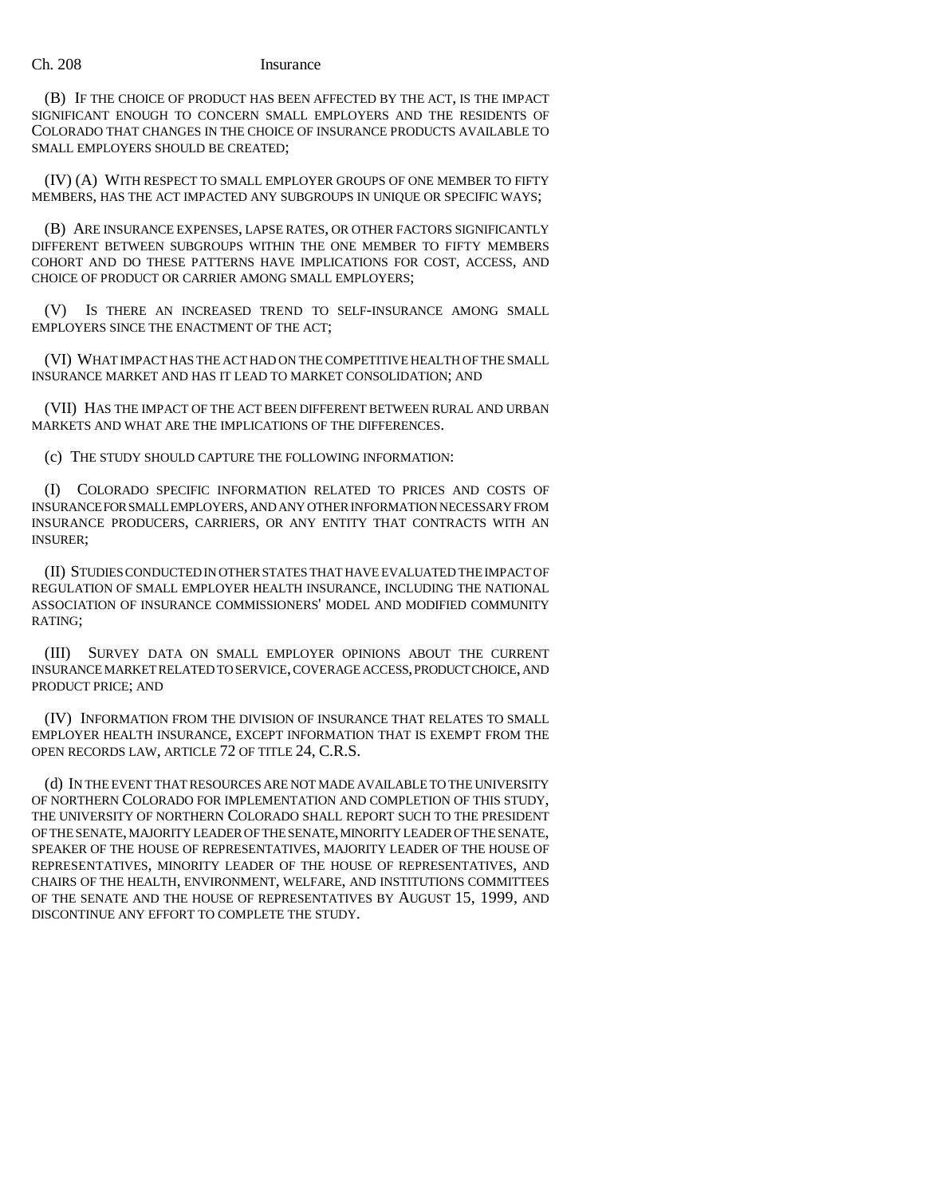(B) IF THE CHOICE OF PRODUCT HAS BEEN AFFECTED BY THE ACT, IS THE IMPACT SIGNIFICANT ENOUGH TO CONCERN SMALL EMPLOYERS AND THE RESIDENTS OF COLORADO THAT CHANGES IN THE CHOICE OF INSURANCE PRODUCTS AVAILABLE TO SMALL EMPLOYERS SHOULD BE CREATED;

(IV) (A) WITH RESPECT TO SMALL EMPLOYER GROUPS OF ONE MEMBER TO FIFTY MEMBERS, HAS THE ACT IMPACTED ANY SUBGROUPS IN UNIQUE OR SPECIFIC WAYS;

(B) ARE INSURANCE EXPENSES, LAPSE RATES, OR OTHER FACTORS SIGNIFICANTLY DIFFERENT BETWEEN SUBGROUPS WITHIN THE ONE MEMBER TO FIFTY MEMBERS COHORT AND DO THESE PATTERNS HAVE IMPLICATIONS FOR COST, ACCESS, AND CHOICE OF PRODUCT OR CARRIER AMONG SMALL EMPLOYERS;

(V) IS THERE AN INCREASED TREND TO SELF-INSURANCE AMONG SMALL EMPLOYERS SINCE THE ENACTMENT OF THE ACT;

(VI) WHAT IMPACT HAS THE ACT HAD ON THE COMPETITIVE HEALTH OF THE SMALL INSURANCE MARKET AND HAS IT LEAD TO MARKET CONSOLIDATION; AND

(VII) HAS THE IMPACT OF THE ACT BEEN DIFFERENT BETWEEN RURAL AND URBAN MARKETS AND WHAT ARE THE IMPLICATIONS OF THE DIFFERENCES.

(c) THE STUDY SHOULD CAPTURE THE FOLLOWING INFORMATION:

(I) COLORADO SPECIFIC INFORMATION RELATED TO PRICES AND COSTS OF INSURANCE FOR SMALL EMPLOYERS, AND ANY OTHER INFORMATION NECESSARY FROM INSURANCE PRODUCERS, CARRIERS, OR ANY ENTITY THAT CONTRACTS WITH AN INSURER;

(II) STUDIES CONDUCTED IN OTHER STATES THAT HAVE EVALUATED THE IMPACT OF REGULATION OF SMALL EMPLOYER HEALTH INSURANCE, INCLUDING THE NATIONAL ASSOCIATION OF INSURANCE COMMISSIONERS' MODEL AND MODIFIED COMMUNITY RATING;

(III) SURVEY DATA ON SMALL EMPLOYER OPINIONS ABOUT THE CURRENT INSURANCE MARKET RELATED TO SERVICE, COVERAGE ACCESS, PRODUCT CHOICE, AND PRODUCT PRICE; AND

(IV) INFORMATION FROM THE DIVISION OF INSURANCE THAT RELATES TO SMALL EMPLOYER HEALTH INSURANCE, EXCEPT INFORMATION THAT IS EXEMPT FROM THE OPEN RECORDS LAW, ARTICLE 72 OF TITLE 24, C.R.S.

(d) IN THE EVENT THAT RESOURCES ARE NOT MADE AVAILABLE TO THE UNIVERSITY OF NORTHERN COLORADO FOR IMPLEMENTATION AND COMPLETION OF THIS STUDY, THE UNIVERSITY OF NORTHERN COLORADO SHALL REPORT SUCH TO THE PRESIDENT OF THE SENATE, MAJORITY LEADER OF THE SENATE, MINORITY LEADER OF THE SENATE, SPEAKER OF THE HOUSE OF REPRESENTATIVES, MAJORITY LEADER OF THE HOUSE OF REPRESENTATIVES, MINORITY LEADER OF THE HOUSE OF REPRESENTATIVES, AND CHAIRS OF THE HEALTH, ENVIRONMENT, WELFARE, AND INSTITUTIONS COMMITTEES OF THE SENATE AND THE HOUSE OF REPRESENTATIVES BY AUGUST 15, 1999, AND DISCONTINUE ANY EFFORT TO COMPLETE THE STUDY.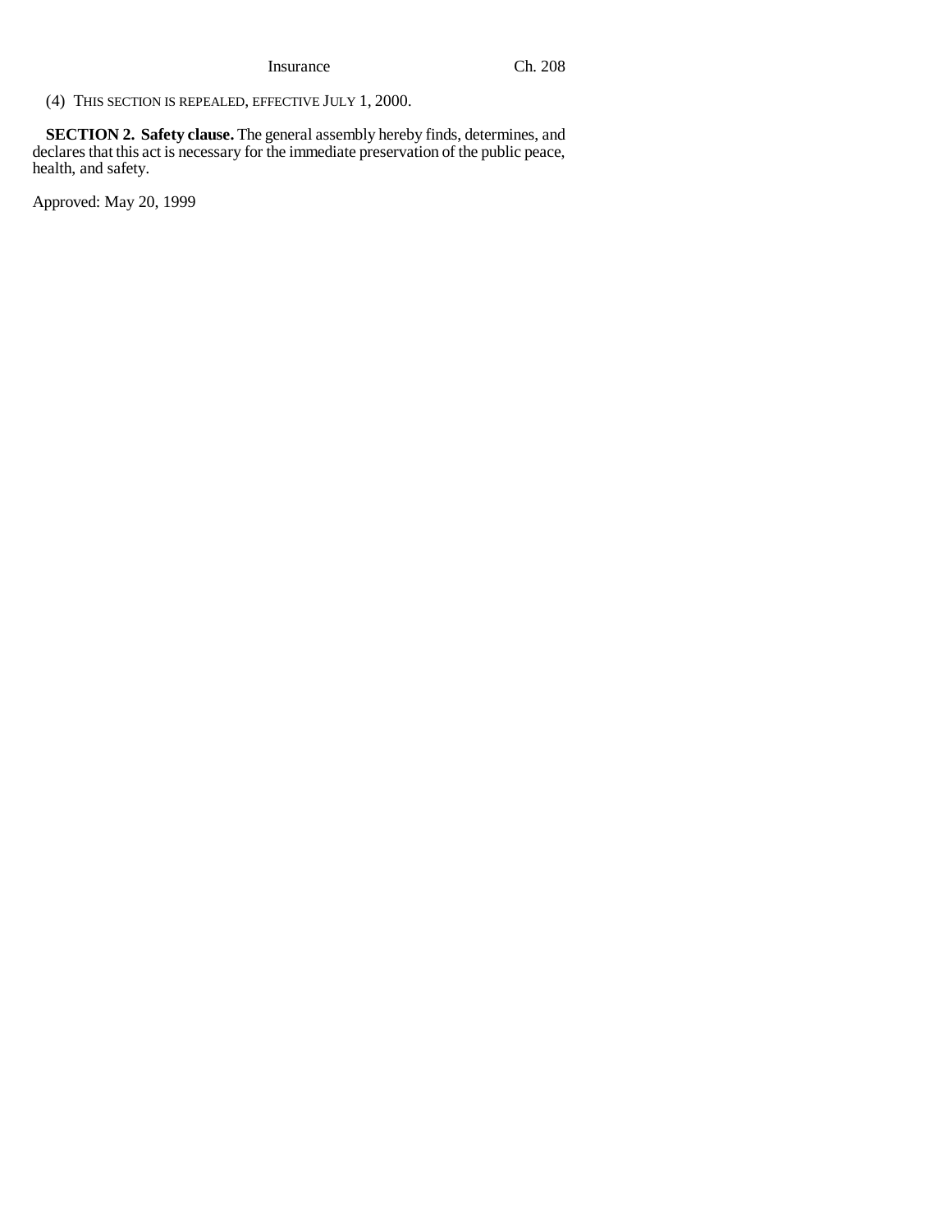(4) THIS SECTION IS REPEALED, EFFECTIVE JULY 1, 2000.

**SECTION 2. Safety clause.** The general assembly hereby finds, determines, and declares that this act is necessary for the immediate preservation of the public peace, health, and safety.

Approved: May 20, 1999